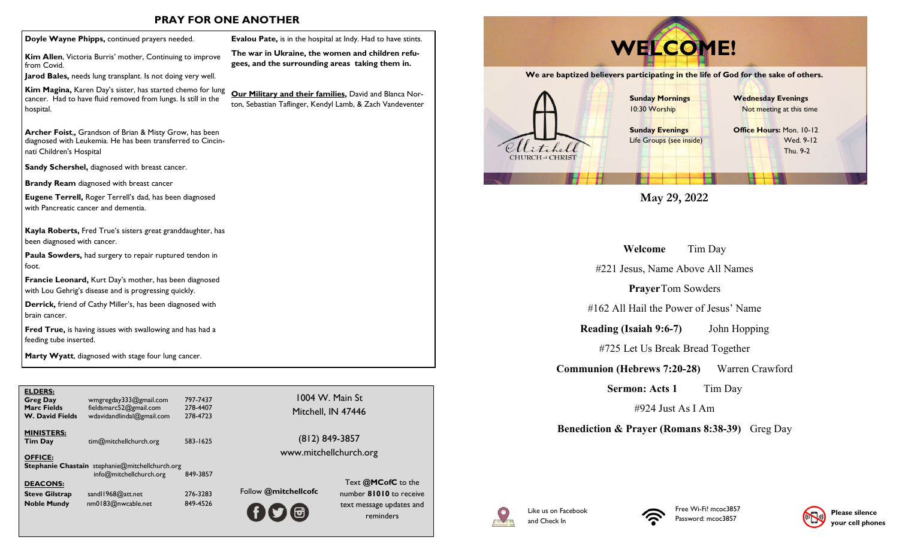## PRAY FOR ONE ANOTHER

**Doyle Wayne Phipps,** continued prayers needed.

**Kim Allen**, Victoria Burris' mother, Continuing to improve from Covid.

**Jarod Bales,** needs lung transplant. Is not doing very well.

**Kim Magina,** Karen Day's sister, has started chemo for lung cancer. Had to have fluid removed from lungs. Is still in the hospital.

**Archer Foist.,** Grandson of Brian & Misty Grow, has been diagnosed with Leukemia. He has been transferred to Cincinnati Children's Hospital

**Sandy Schershel,** diagnosed with breast cancer.

**Brandy Ream** diagnosed with breast cancer

**Eugene Terrell,** Roger Terrell's dad, has been diagnosed with Pancreatic cancer and dementia.

**Kayla Roberts,** Fred True's sisters great granddaughter, has been diagnosed with cancer.

**Paula Sowders,** had surgery to repair ruptured tendon in foot.

**Francie Leonard,** Kurt Day's mother, has been diagnosed with Lou Gehrig's disease and is progressing quickly.

**Derrick,** friend of Cathy Miller's, has been diagnosed with brain cancer.

**Fred True,** is having issues with swallowing and has had a feeding tube inserted.

**Marty Wyatt**, diagnosed with stage four lung cancer.

**Evalou Pate,** is in the hospital at Indy. Had to have stints.

**The war in Ukraine, the women and children refugees, and the surrounding areas taking them in.**

**Our Military and their families,** David and Blanca Norton, Sebastian Taflinger, Kendyl Lamb, & Zach Vandeventer

---

**ELDERS:**

| | | |
|---|---|---|
| **Greg Day** | wmgregday333@gmail.com | 797-7437 |
| **Marc Fields** | fieldsmarc52@gmail.com | 278-4407 |
| **W. David Fields** | wdavidandlindal@gmail.com | 278-4723 |

**MINISTERS:**

| | | |
|---|---|---|
| **Tim Day** | tim@mitchellchurch.org | 583-1625 |

**OFFICE:**

| | | |
|---|---|---|
| **Stephanie Chastain** | stephanie@mitchellchurch.org | |
| | info@mitchellchurch.org | 849-3857 |

**DEACONS:**

| | | |
|---|---|---|
| **Steve Gilstrap** | sandl1968@att.net | 276-3283 |
| **Noble Mundy** | nm0183@nwcable.net | 849-4526 |

1004 W. Main St
Mitchell, IN 47446

(812) 849-3857
www.mitchellchurch.org

Follow **@mitchellcofc**

Text **@MCofC** to the number **81010** to receive text message updates and reminders

---

# WELCOME!

**We are baptized believers participating in the life of God for the sake of others.**

Mitchell CHURCH of CHRIST

**Sunday Mornings**
10:30 Worship

**Sunday Evenings**
Life Groups (see inside)

**Wednesday Evenings**
Not meeting at this time

**Office Hours:** Mon. 10-12
Wed. 9-12
Thu. 9-2

## May 29, 2022

**Welcome** Tim Day

#221 Jesus, Name Above All Names

**Prayer** Tom Sowders

#162 All Hail the Power of Jesus' Name

**Reading (Isaiah 9:6-7)** John Hopping

#725 Let Us Break Bread Together

**Communion (Hebrews 7:20-28)** Warren Crawford

**Sermon: Acts 1** Tim Day

#924 Just As I Am

**Benediction & Prayer (Romans 8:38-39)** Greg Day

Like us on Facebook and Check In

Free Wi-Fi! mcoc3857
Password: mcoc3857

**Please silence your cell phones**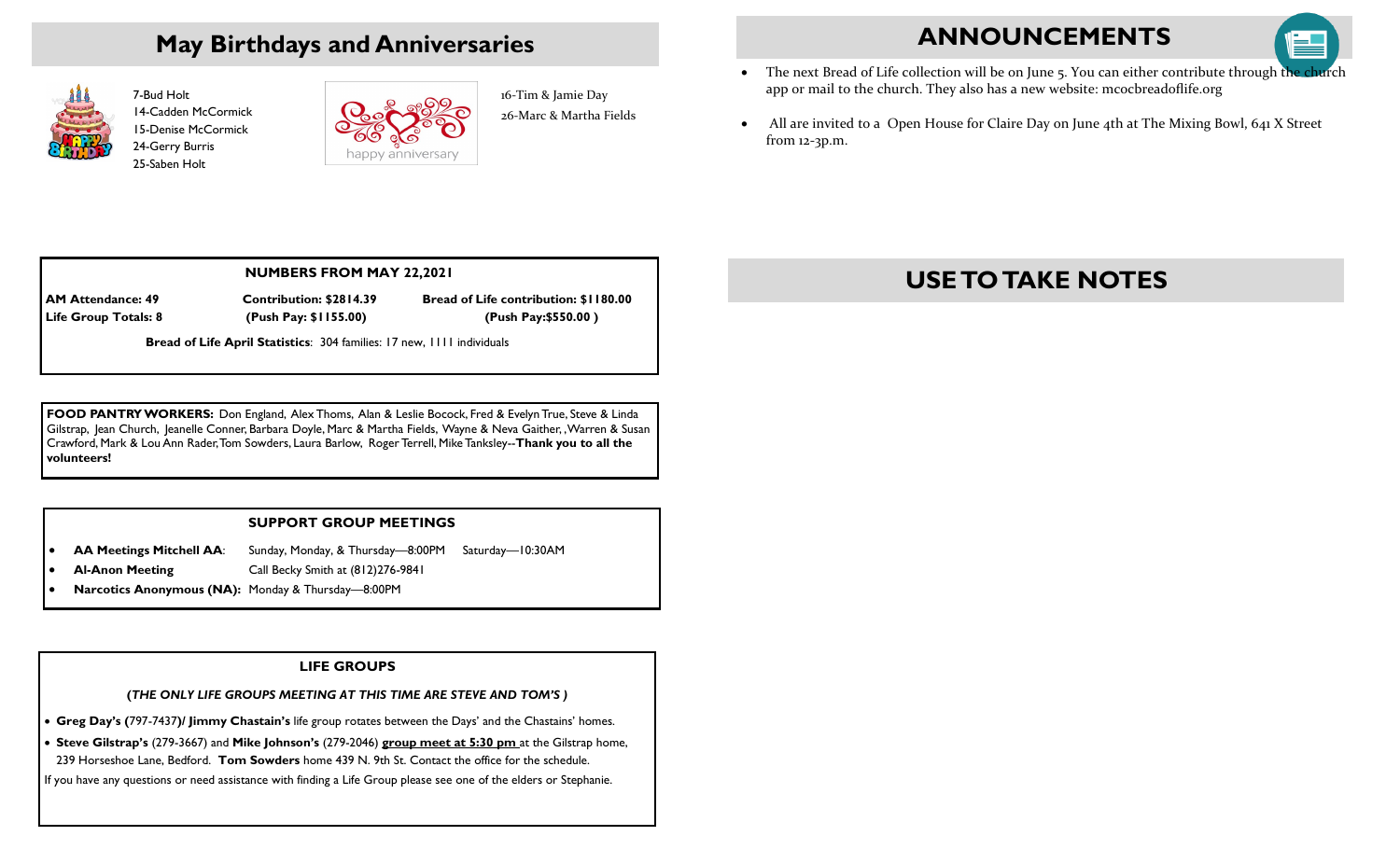## May Birthdays and Anniversaries

7-Bud Holt
14-Cadden McCormick
15-Denise McCormick
24-Gerry Burris
25-Saben Holt

happy anniversary

16-Tim & Jamie Day
26-Marc & Martha Fields

### NUMBERS FROM MAY 22,2021

| | | |
|---|---|---|
| **AM Attendance: 49** | **Contribution: $2814.39** | **Bread of Life contribution: $1180.00** |
| **Life Group Totals: 8** | **(Push Pay: $1155.00)** | **(Push Pay:$550.00 )** |

**Bread of Life April Statistics**: 304 families: 17 new, 1111 individuals

**FOOD PANTRY WORKERS:** Don England, Alex Thoms, Alan & Leslie Bocock, Fred & Evelyn True, Steve & Linda Gilstrap, Jean Church, Jeanelle Conner, Barbara Doyle, Marc & Martha Fields, Wayne & Neva Gaither, ,Warren & Susan Crawford, Mark & Lou Ann Rader, Tom Sowders, Laura Barlow, Roger Terrell, Mike Tanksley--**Thank you to all the volunteers!**

### SUPPORT GROUP MEETINGS

- **AA Meetings Mitchell AA**: Sunday, Monday, & Thursday—8:00PM Saturday—10:30AM
- **Al-Anon Meeting** Call Becky Smith at (812)276-9841
- **Narcotics Anonymous (NA):** Monday & Thursday—8:00PM

### LIFE GROUPS

***(THE ONLY LIFE GROUPS MEETING AT THIS TIME ARE STEVE AND TOM'S )***

- **Greg Day's (**797-7437**)/ Jimmy Chastain's** life group rotates between the Days' and the Chastains' homes.
- **Steve Gilstrap's** (279-3667) and **Mike Johnson's** (279-2046) **group meet at 5:30 pm** at the Gilstrap home, 239 Horseshoe Lane, Bedford. **Tom Sowders** home 439 N. 9th St. Contact the office for the schedule.

If you have any questions or need assistance with finding a Life Group please see one of the elders or Stephanie.

## ANNOUNCEMENTS

- The next Bread of Life collection will be on June 5. You can either contribute through the church app or mail to the church. They also has a new website: mcocbreadoflife.org
- All are invited to a Open House for Claire Day on June 4th at The Mixing Bowl, 641 X Street from 12-3p.m.

## USE TO TAKE NOTES